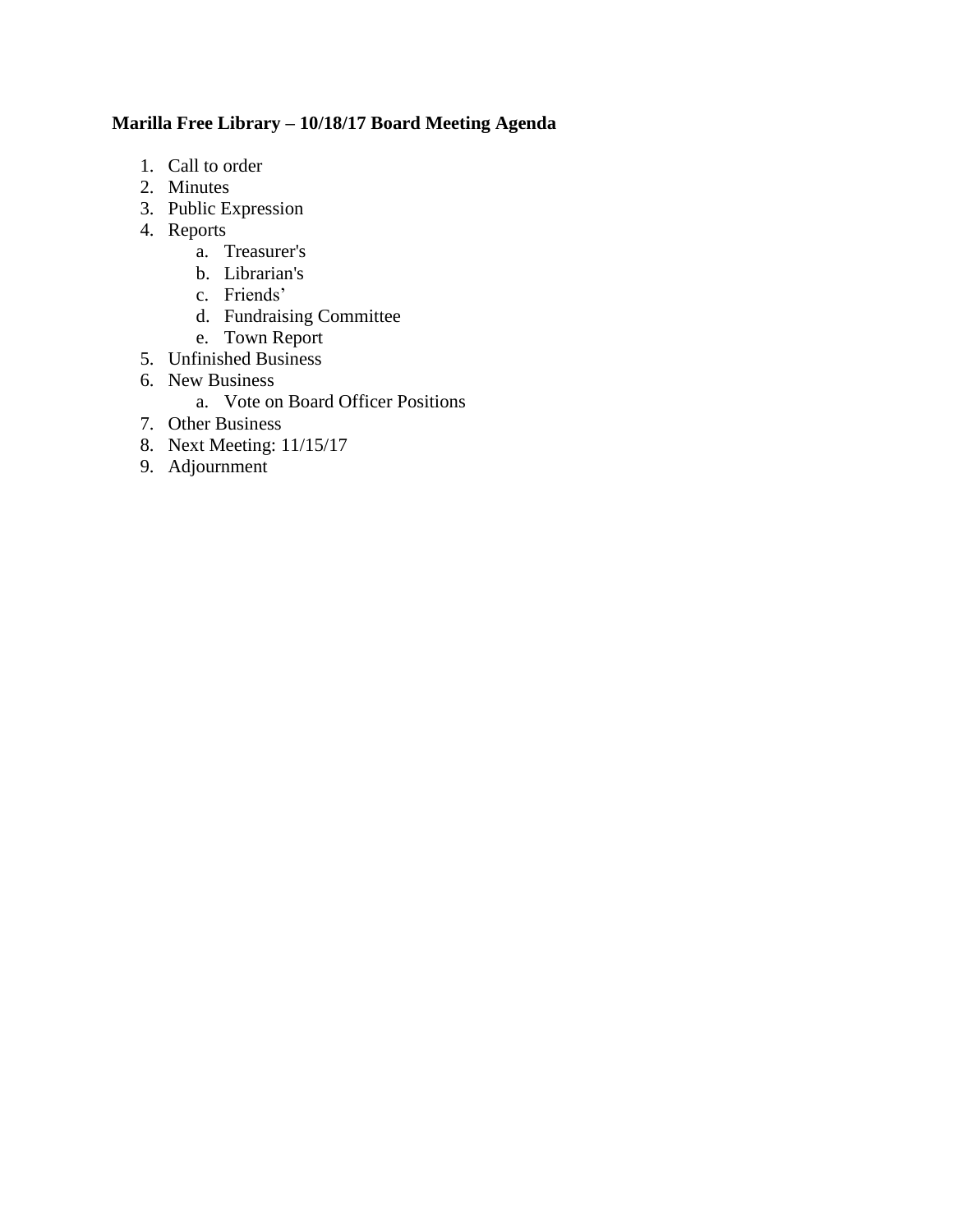**Marilla Free Library – 10/18/17 Board Meeting Agenda**

1. Call to order
2. Minutes
3. Public Expression
4. Reports
   a. Treasurer's
   b. Librarian's
   c. Friends'
   d. Fundraising Committee
   e. Town Report
5. Unfinished Business
6. New Business
   a. Vote on Board Officer Positions
7. Other Business
8. Next Meeting: 11/15/17
9. Adjournment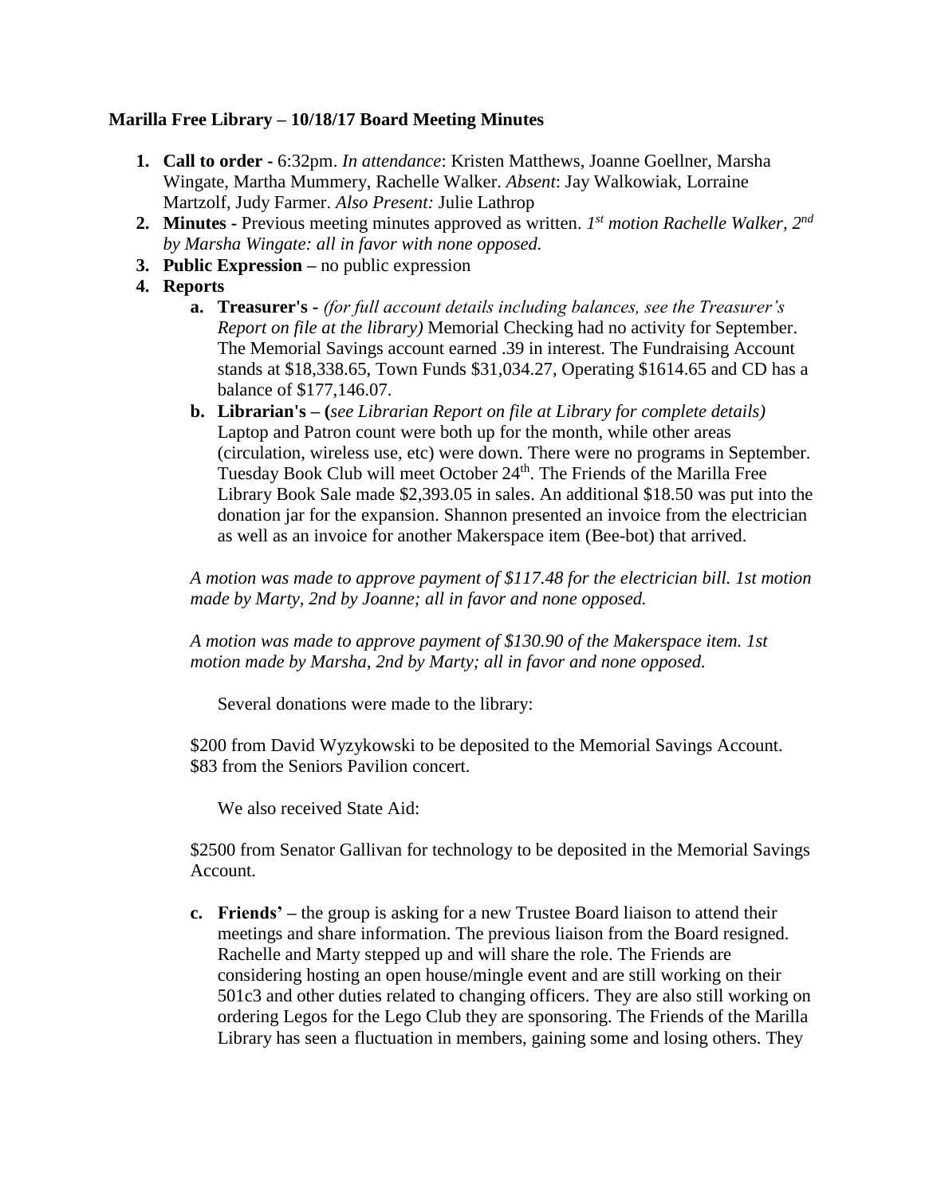**Marilla Free Library – 10/18/17 Board Meeting Minutes**

1. **Call to order -** 6:32pm. *In attendance*: Kristen Matthews, Joanne Goellner, Marsha Wingate, Martha Mummery, Rachelle Walker. *Absent*: Jay Walkowiak, Lorraine Martzolf, Judy Farmer. *Also Present:* Julie Lathrop
2. **Minutes -** Previous meeting minutes approved as written. *1st motion Rachelle Walker, 2nd by Marsha Wingate: all in favor with none opposed.*
3. **Public Expression –** no public expression
4. **Reports**
   a. **Treasurer's -** *(for full account details including balances, see the Treasurer's Report on file at the library)* Memorial Checking had no activity for September. The Memorial Savings account earned .39 in interest. The Fundraising Account stands at $18,338.65, Town Funds $31,034.27, Operating $1614.65 and CD has a balance of $177,146.07.
   b. **Librarian's – (***see Librarian Report on file at Library for complete details)* Laptop and Patron count were both up for the month, while other areas (circulation, wireless use, etc) were down. There were no programs in September. Tuesday Book Club will meet October 24th. The Friends of the Marilla Free Library Book Sale made $2,393.05 in sales. An additional $18.50 was put into the donation jar for the expansion. Shannon presented an invoice from the electrician as well as an invoice for another Makerspace item (Bee-bot) that arrived.

      *A motion was made to approve payment of $117.48 for the electrician bill. 1st motion made by Marty, 2nd by Joanne; all in favor and none opposed.*

      *A motion was made to approve payment of $130.90 of the Makerspace item. 1st motion made by Marsha, 2nd by Marty; all in favor and none opposed.*

      Several donations were made to the library:

      $200 from David Wyzykowski to be deposited to the Memorial Savings Account.
      $83 from the Seniors Pavilion concert.

      We also received State Aid:

      $2500 from Senator Gallivan for technology to be deposited in the Memorial Savings Account.

   c. **Friends' –** the group is asking for a new Trustee Board liaison to attend their meetings and share information. The previous liaison from the Board resigned. Rachelle and Marty stepped up and will share the role. The Friends are considering hosting an open house/mingle event and are still working on their 501c3 and other duties related to changing officers. They are also still working on ordering Legos for the Lego Club they are sponsoring. The Friends of the Marilla Library has seen a fluctuation in members, gaining some and losing others. They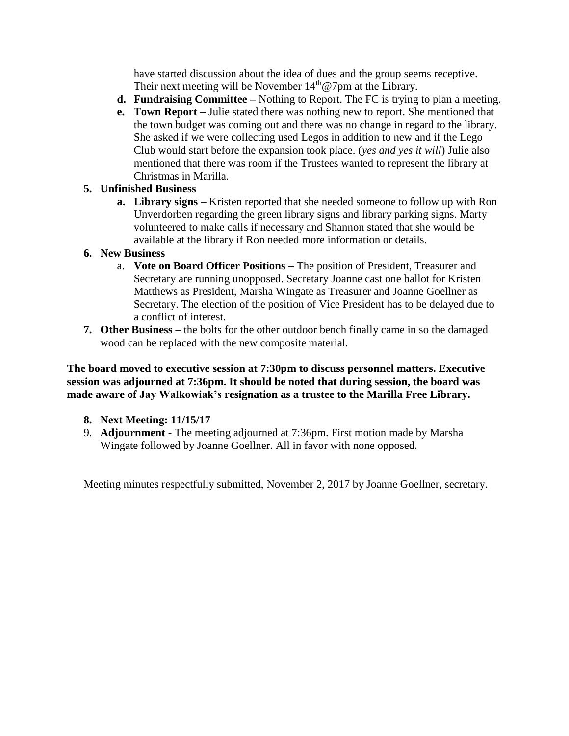have started discussion about the idea of dues and the group seems receptive. Their next meeting will be November 14th@7pm at the Library.

   d. **Fundraising Committee –** Nothing to Report. The FC is trying to plan a meeting.
   e. **Town Report –** Julie stated there was nothing new to report. She mentioned that the town budget was coming out and there was no change in regard to the library. She asked if we were collecting used Legos in addition to new and if the Lego Club would start before the expansion took place. (*yes and yes it will*) Julie also mentioned that there was room if the Trustees wanted to represent the library at Christmas in Marilla.

5. **Unfinished Business**
   a. **Library signs –** Kristen reported that she needed someone to follow up with Ron Unverdorben regarding the green library signs and library parking signs. Marty volunteered to make calls if necessary and Shannon stated that she would be available at the library if Ron needed more information or details.
6. **New Business**
   a. **Vote on Board Officer Positions –** The position of President, Treasurer and Secretary are running unopposed. Secretary Joanne cast one ballot for Kristen Matthews as President, Marsha Wingate as Treasurer and Joanne Goellner as Secretary. The election of the position of Vice President has to be delayed due to a conflict of interest.
7. **Other Business –** the bolts for the other outdoor bench finally came in so the damaged wood can be replaced with the new composite material.

**The board moved to executive session at 7:30pm to discuss personnel matters. Executive session was adjourned at 7:36pm. It should be noted that during session, the board was made aware of Jay Walkowiak's resignation as a trustee to the Marilla Free Library.**

8. **Next Meeting: 11/15/17**
9. **Adjournment -** The meeting adjourned at 7:36pm. First motion made by Marsha Wingate followed by Joanne Goellner. All in favor with none opposed.

Meeting minutes respectfully submitted, November 2, 2017 by Joanne Goellner, secretary.